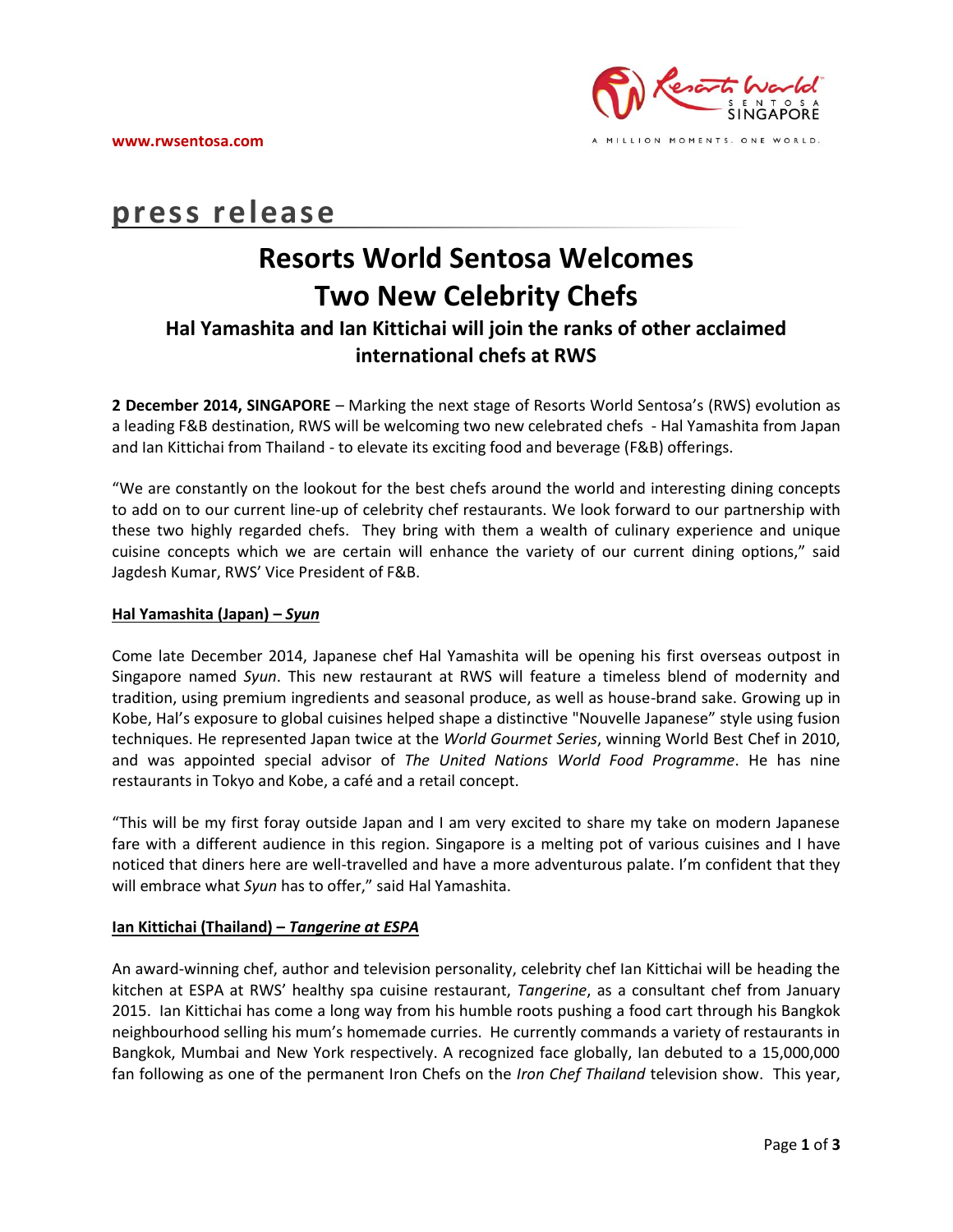www.rwsentosa.com

A MILLION MOMENTS. ONE WORLD.

**press release**

# Resorts World Sentosa Welcomes Two New Celebrity Chefs

## Hal Yamashita and Ian Kittichai will join the ranks of other acclaimed international chefs at RWS

**2 December 2014, SINGAPORE** – Marking the next stage of Resorts World Sentosa's (RWS) evolution as a leading F&B destination, RWS will be welcoming two new celebrated chefs - Hal Yamashita from Japan and Ian Kittichai from Thailand - to elevate its exciting food and beverage (F&B) offerings.

"We are constantly on the lookout for the best chefs around the world and interesting dining concepts to add on to our current line-up of celebrity chef restaurants. We look forward to our partnership with these two highly regarded chefs. They bring with them a wealth of culinary experience and unique cuisine concepts which we are certain will enhance the variety of our current dining options," said Jagdesh Kumar, RWS' Vice President of F&B.

**Hal Yamashita (Japan) – *Syun***

Come late December 2014, Japanese chef Hal Yamashita will be opening his first overseas outpost in Singapore named *Syun*. This new restaurant at RWS will feature a timeless blend of modernity and tradition, using premium ingredients and seasonal produce, as well as house-brand sake. Growing up in Kobe, Hal's exposure to global cuisines helped shape a distinctive "Nouvelle Japanese" style using fusion techniques. He represented Japan twice at the *World Gourmet Series*, winning World Best Chef in 2010, and was appointed special advisor of *The United Nations World Food Programme*. He has nine restaurants in Tokyo and Kobe, a café and a retail concept.

"This will be my first foray outside Japan and I am very excited to share my take on modern Japanese fare with a different audience in this region. Singapore is a melting pot of various cuisines and I have noticed that diners here are well-travelled and have a more adventurous palate. I'm confident that they will embrace what *Syun* has to offer," said Hal Yamashita.

**Ian Kittichai (Thailand) – *Tangerine at ESPA***

An award-winning chef, author and television personality, celebrity chef Ian Kittichai will be heading the kitchen at ESPA at RWS' healthy spa cuisine restaurant, *Tangerine*, as a consultant chef from January 2015. Ian Kittichai has come a long way from his humble roots pushing a food cart through his Bangkok neighbourhood selling his mum's homemade curries. He currently commands a variety of restaurants in Bangkok, Mumbai and New York respectively. A recognized face globally, Ian debuted to a 15,000,000 fan following as one of the permanent Iron Chefs on the *Iron Chef Thailand* television show. This year,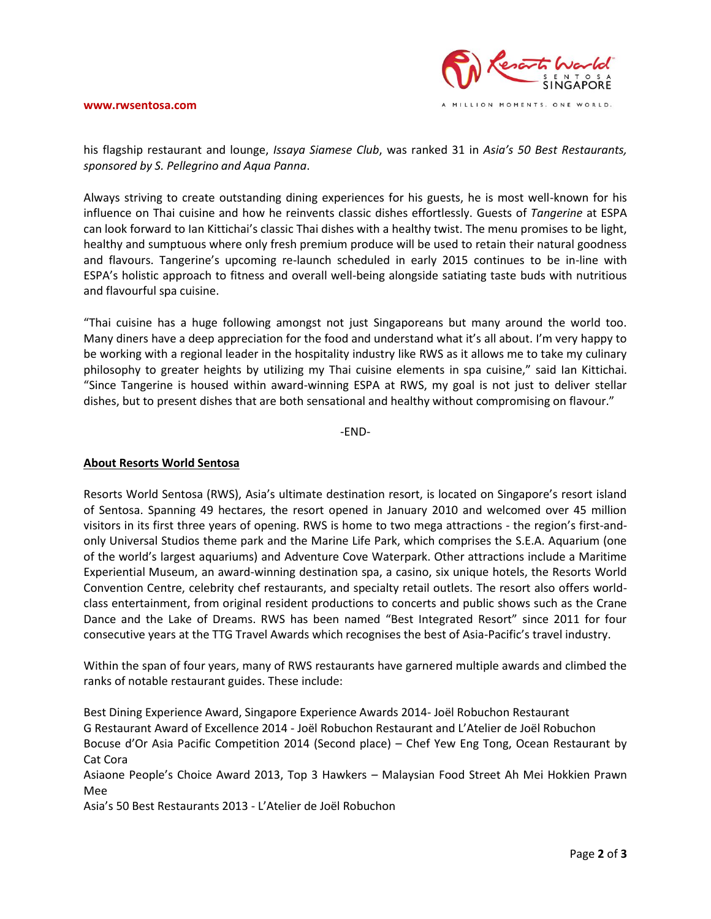his flagship restaurant and lounge, *Issaya Siamese Club*, was ranked 31 in *Asia's 50 Best Restaurants, sponsored by S. Pellegrino and Aqua Panna*.

Always striving to create outstanding dining experiences for his guests, he is most well-known for his influence on Thai cuisine and how he reinvents classic dishes effortlessly. Guests of *Tangerine* at ESPA can look forward to Ian Kittichai's classic Thai dishes with a healthy twist. The menu promises to be light, healthy and sumptuous where only fresh premium produce will be used to retain their natural goodness and flavours. Tangerine's upcoming re-launch scheduled in early 2015 continues to be in-line with ESPA's holistic approach to fitness and overall well-being alongside satiating taste buds with nutritious and flavourful spa cuisine.

"Thai cuisine has a huge following amongst not just Singaporeans but many around the world too. Many diners have a deep appreciation for the food and understand what it's all about. I'm very happy to be working with a regional leader in the hospitality industry like RWS as it allows me to take my culinary philosophy to greater heights by utilizing my Thai cuisine elements in spa cuisine," said Ian Kittichai. "Since Tangerine is housed within award-winning ESPA at RWS, my goal is not just to deliver stellar dishes, but to present dishes that are both sensational and healthy without compromising on flavour."

-END-

**About Resorts World Sentosa**

Resorts World Sentosa (RWS), Asia's ultimate destination resort, is located on Singapore's resort island of Sentosa. Spanning 49 hectares, the resort opened in January 2010 and welcomed over 45 million visitors in its first three years of opening. RWS is home to two mega attractions - the region's first-and-only Universal Studios theme park and the Marine Life Park, which comprises the S.E.A. Aquarium (one of the world's largest aquariums) and Adventure Cove Waterpark. Other attractions include a Maritime Experiential Museum, an award-winning destination spa, a casino, six unique hotels, the Resorts World Convention Centre, celebrity chef restaurants, and specialty retail outlets. The resort also offers world-class entertainment, from original resident productions to concerts and public shows such as the Crane Dance and the Lake of Dreams. RWS has been named "Best Integrated Resort" since 2011 for four consecutive years at the TTG Travel Awards which recognises the best of Asia-Pacific's travel industry.

Within the span of four years, many of RWS restaurants have garnered multiple awards and climbed the ranks of notable restaurant guides. These include:

Best Dining Experience Award, Singapore Experience Awards 2014- Joël Robuchon Restaurant
G Restaurant Award of Excellence 2014 - Joël Robuchon Restaurant and L'Atelier de Joël Robuchon
Bocuse d'Or Asia Pacific Competition 2014 (Second place) – Chef Yew Eng Tong, Ocean Restaurant by Cat Cora
Asiaone People's Choice Award 2013, Top 3 Hawkers – Malaysian Food Street Ah Mei Hokkien Prawn Mee
Asia's 50 Best Restaurants 2013 - L'Atelier de Joël Robuchon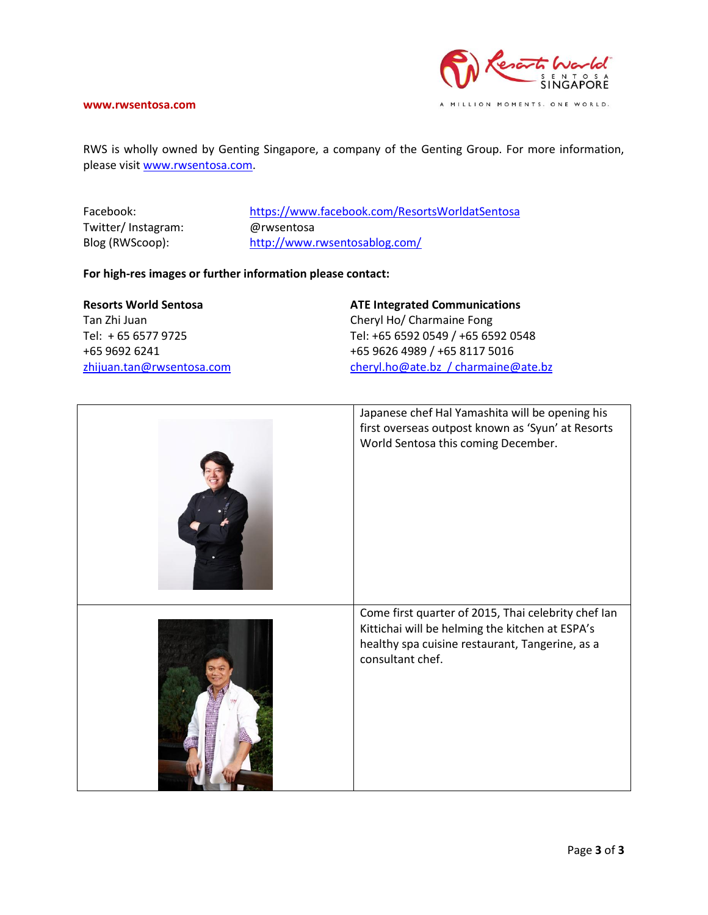www.rwsentosa.com

RWS is wholly owned by Genting Singapore, a company of the Genting Group. For more information, please visit www.rwsentosa.com.

| | |
|---|---|
| Facebook: | https://www.facebook.com/ResortsWorldatSentosa |
| Twitter/ Instagram: | @rwsentosa |
| Blog (RWScoop): | http://www.rwsentosablog.com/ |

**For high-res images or further information please contact:**

**Resorts World Sentosa**
Tan Zhi Juan
Tel: + 65 6577 9725
+65 9692 6241
zhijuan.tan@rwsentosa.com

**ATE Integrated Communications**
Cheryl Ho/ Charmaine Fong
Tel: +65 6592 0549 / +65 6592 0548
+65 9626 4989 / +65 8117 5016
cheryl.ho@ate.bz / charmaine@ate.bz

| | |
|---|---|
| | Japanese chef Hal Yamashita will be opening his first overseas outpost known as 'Syun' at Resorts World Sentosa this coming December. |
| | Come first quarter of 2015, Thai celebrity chef Ian Kittichai will be helming the kitchen at ESPA's healthy spa cuisine restaurant, Tangerine, as a consultant chef. |